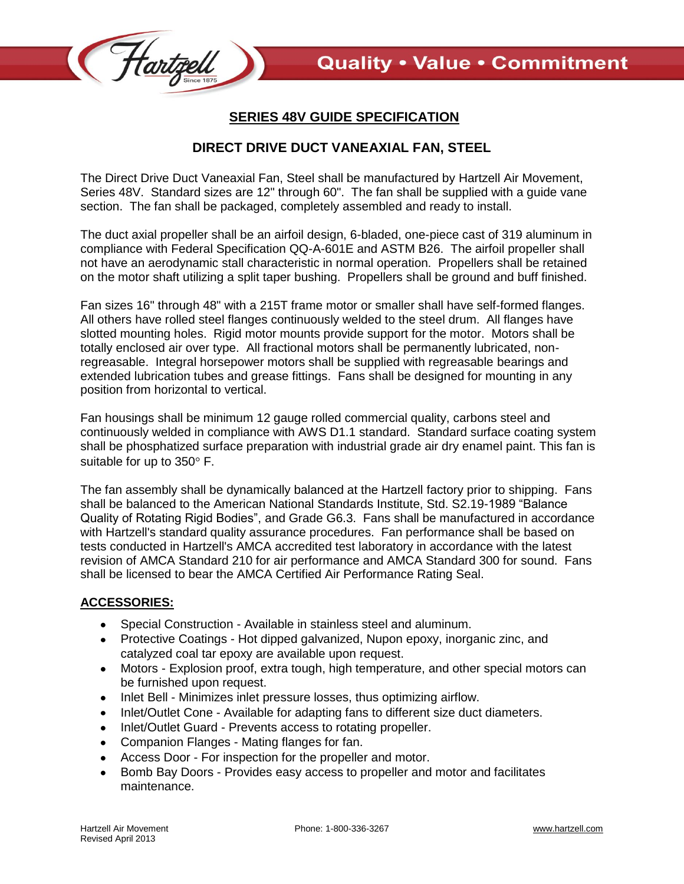# SERIES 48V GUIDE SPECIFICATION

## DIRECT DRIVE DUCT VANEAXIAL FAN, STEEL

The Direct Drive Duct Vaneaxial Fan, Steel shall be manufactured by Hartzell Air Movement, Series 48V. Standard sizes are 12" through 60". The fan shall be supplied with a guide vane section. The fan shall be packaged, completely assembled and ready to install.

The duct axial propeller shall be an airfoil design, 6-bladed, one-piece cast of 319 aluminum in compliance with Federal Specification QQ-A-601E and ASTM B26. The airfoil propeller shall not have an aerodynamic stall characteristic in normal operation. Propellers shall be retained on the motor shaft utilizing a split taper bushing. Propellers shall be ground and buff finished.

Fan sizes 16" through 48" with a 215T frame motor or smaller shall have self-formed flanges. All others have rolled steel flanges continuously welded to the steel drum. All flanges have slotted mounting holes. Rigid motor mounts provide support for the motor. Motors shall be totally enclosed air over type. All fractional motors shall be permanently lubricated, non-regreasable. Integral horsepower motors shall be supplied with regreasable bearings and extended lubrication tubes and grease fittings. Fans shall be designed for mounting in any position from horizontal to vertical.

Fan housings shall be minimum 12 gauge rolled commercial quality, carbons steel and continuously welded in compliance with AWS D1.1 standard. Standard surface coating system shall be phosphatized surface preparation with industrial grade air dry enamel paint. This fan is suitable for up to 350° F.

The fan assembly shall be dynamically balanced at the Hartzell factory prior to shipping. Fans shall be balanced to the American National Standards Institute, Std. S2.19-1989 "Balance Quality of Rotating Rigid Bodies", and Grade G6.3. Fans shall be manufactured in accordance with Hartzell's standard quality assurance procedures. Fan performance shall be based on tests conducted in Hartzell's AMCA accredited test laboratory in accordance with the latest revision of AMCA Standard 210 for air performance and AMCA Standard 300 for sound. Fans shall be licensed to bear the AMCA Certified Air Performance Rating Seal.

## ACCESSORIES:

- Special Construction - Available in stainless steel and aluminum.
- Protective Coatings - Hot dipped galvanized, Nupon epoxy, inorganic zinc, and catalyzed coal tar epoxy are available upon request.
- Motors - Explosion proof, extra tough, high temperature, and other special motors can be furnished upon request.
- Inlet Bell - Minimizes inlet pressure losses, thus optimizing airflow.
- Inlet/Outlet Cone - Available for adapting fans to different size duct diameters.
- Inlet/Outlet Guard - Prevents access to rotating propeller.
- Companion Flanges - Mating flanges for fan.
- Access Door - For inspection for the propeller and motor.
- Bomb Bay Doors - Provides easy access to propeller and motor and facilitates maintenance.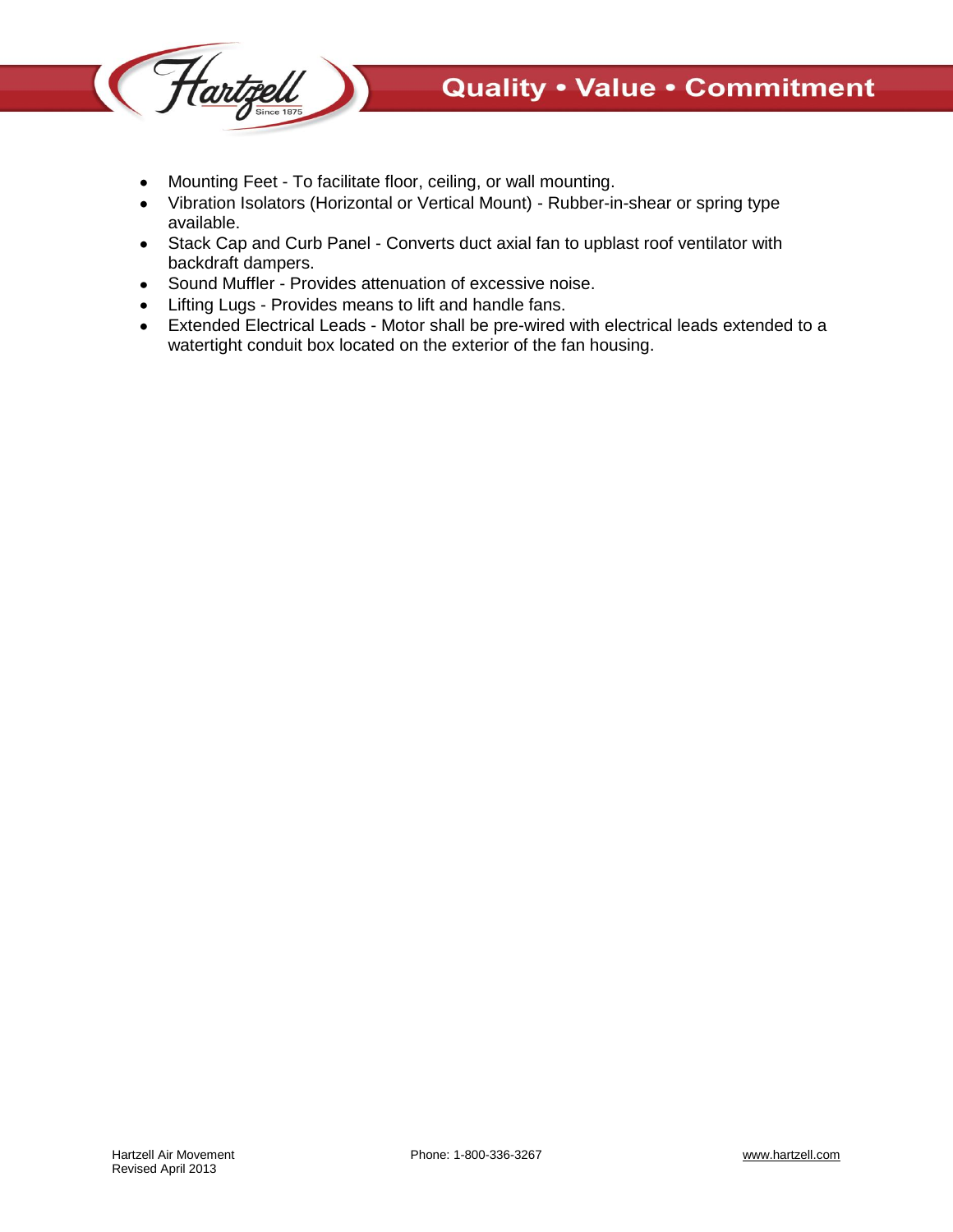- Mounting Feet - To facilitate floor, ceiling, or wall mounting.
- Vibration Isolators (Horizontal or Vertical Mount) - Rubber-in-shear or spring type available.
- Stack Cap and Curb Panel - Converts duct axial fan to upblast roof ventilator with backdraft dampers.
- Sound Muffler - Provides attenuation of excessive noise.
- Lifting Lugs - Provides means to lift and handle fans.
- Extended Electrical Leads - Motor shall be pre-wired with electrical leads extended to a watertight conduit box located on the exterior of the fan housing.